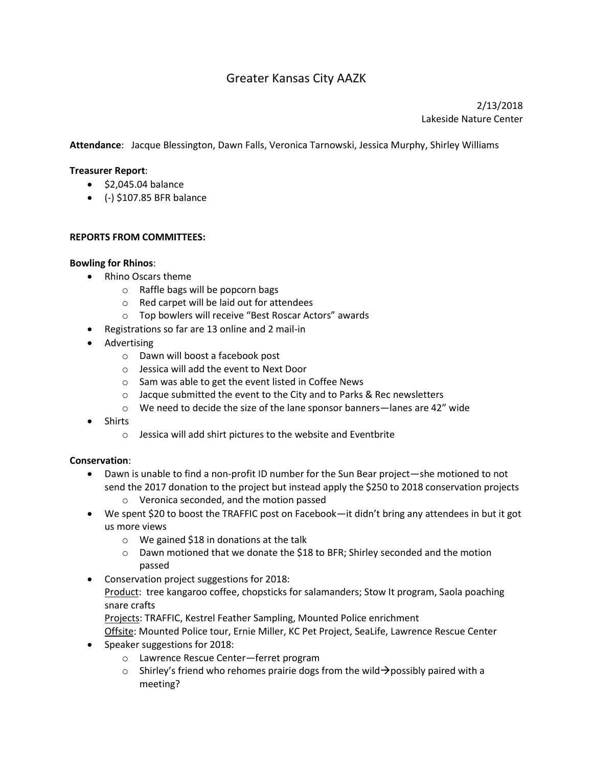# Greater Kansas City AAZK

2/13/2018
Lakeside Nature Center

**Attendance**: Jacque Blessington, Dawn Falls, Veronica Tarnowski, Jessica Murphy, Shirley Williams

**Treasurer Report**:

- $2,045.04 balance
- (-) $107.85 BFR balance

**REPORTS FROM COMMITTEES:**

**Bowling for Rhinos**:

- Rhino Oscars theme
  - Raffle bags will be popcorn bags
  - Red carpet will be laid out for attendees
  - Top bowlers will receive "Best Roscar Actors" awards
- Registrations so far are 13 online and 2 mail-in
- Advertising
  - Dawn will boost a facebook post
  - Jessica will add the event to Next Door
  - Sam was able to get the event listed in Coffee News
  - Jacque submitted the event to the City and to Parks & Rec newsletters
  - We need to decide the size of the lane sponsor banners—lanes are 42" wide
- Shirts
  - Jessica will add shirt pictures to the website and Eventbrite

**Conservation**:

- Dawn is unable to find a non-profit ID number for the Sun Bear project—she motioned to not send the 2017 donation to the project but instead apply the $250 to 2018 conservation projects
  - Veronica seconded, and the motion passed
- We spent $20 to boost the TRAFFIC post on Facebook—it didn't bring any attendees in but it got us more views
  - We gained $18 in donations at the talk
  - Dawn motioned that we donate the $18 to BFR; Shirley seconded and the motion passed
- Conservation project suggestions for 2018:
  Product: tree kangaroo coffee, chopsticks for salamanders; Stow It program, Saola poaching snare crafts
  Projects: TRAFFIC, Kestrel Feather Sampling, Mounted Police enrichment
  Offsite: Mounted Police tour, Ernie Miller, KC Pet Project, SeaLife, Lawrence Rescue Center
- Speaker suggestions for 2018:
  - Lawrence Rescue Center—ferret program
  - Shirley's friend who rehomes prairie dogs from the wild→possibly paired with a meeting?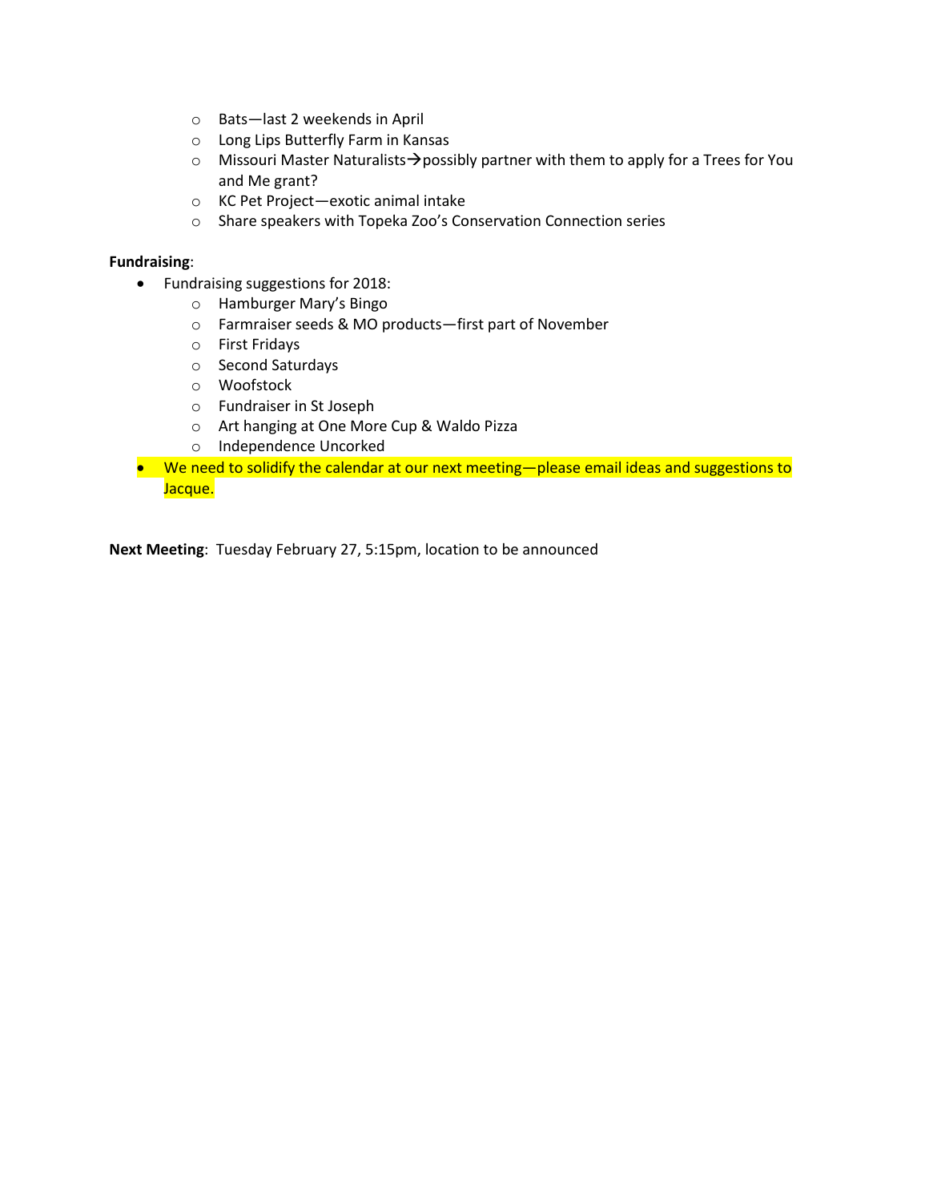- Bats—last 2 weekends in April
- Long Lips Butterfly Farm in Kansas
- Missouri Master Naturalists→possibly partner with them to apply for a Trees for You and Me grant?
- KC Pet Project—exotic animal intake
- Share speakers with Topeka Zoo's Conservation Connection series

**Fundraising**:

- Fundraising suggestions for 2018:
  - Hamburger Mary's Bingo
  - Farmraiser seeds & MO products—first part of November
  - First Fridays
  - Second Saturdays
  - Woofstock
  - Fundraiser in St Joseph
  - Art hanging at One More Cup & Waldo Pizza
  - Independence Uncorked
- We need to solidify the calendar at our next meeting—please email ideas and suggestions to Jacque.

**Next Meeting**: Tuesday February 27, 5:15pm, location to be announced